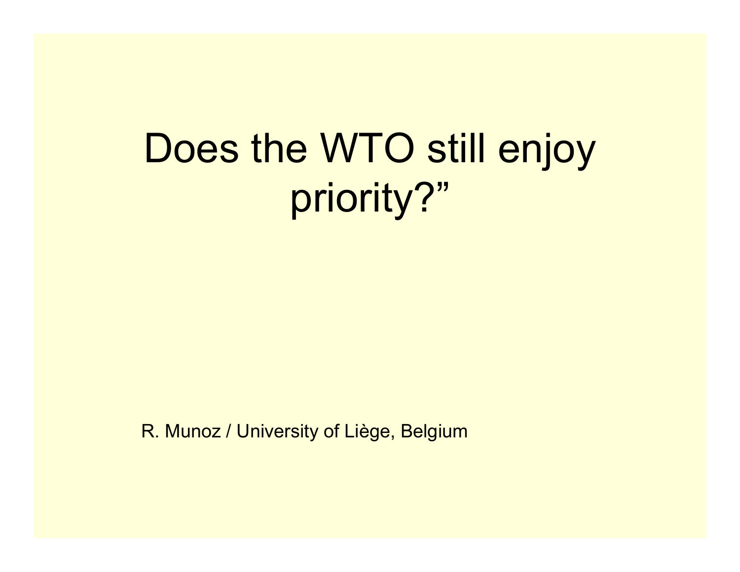# Does the WTO still enjoy priority?”

R. Munoz / University of Liège, Belgium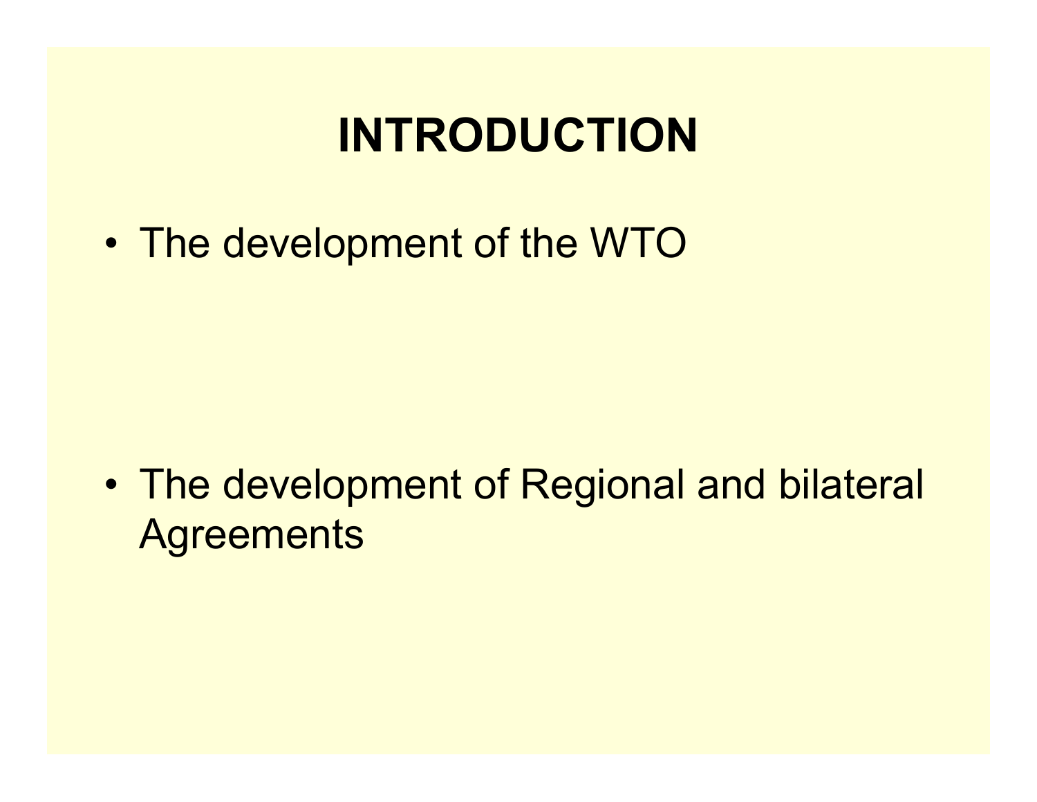# INTRODUCTION

- The development of the WTO

- The development of Regional and bilateral Agreements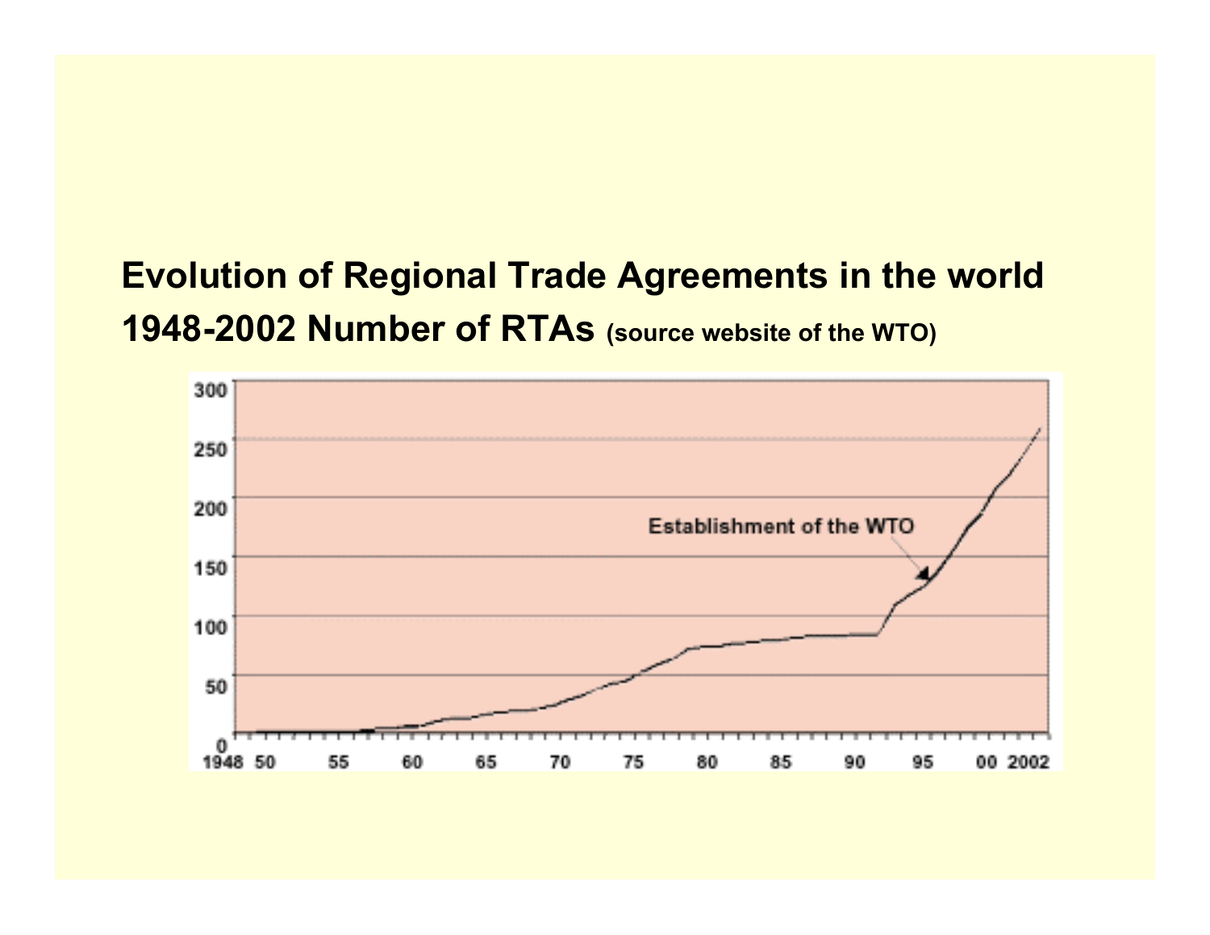**Evolution of Regional Trade Agreements in the world 1948-2002 Number of RTAs** (source website of the WTO)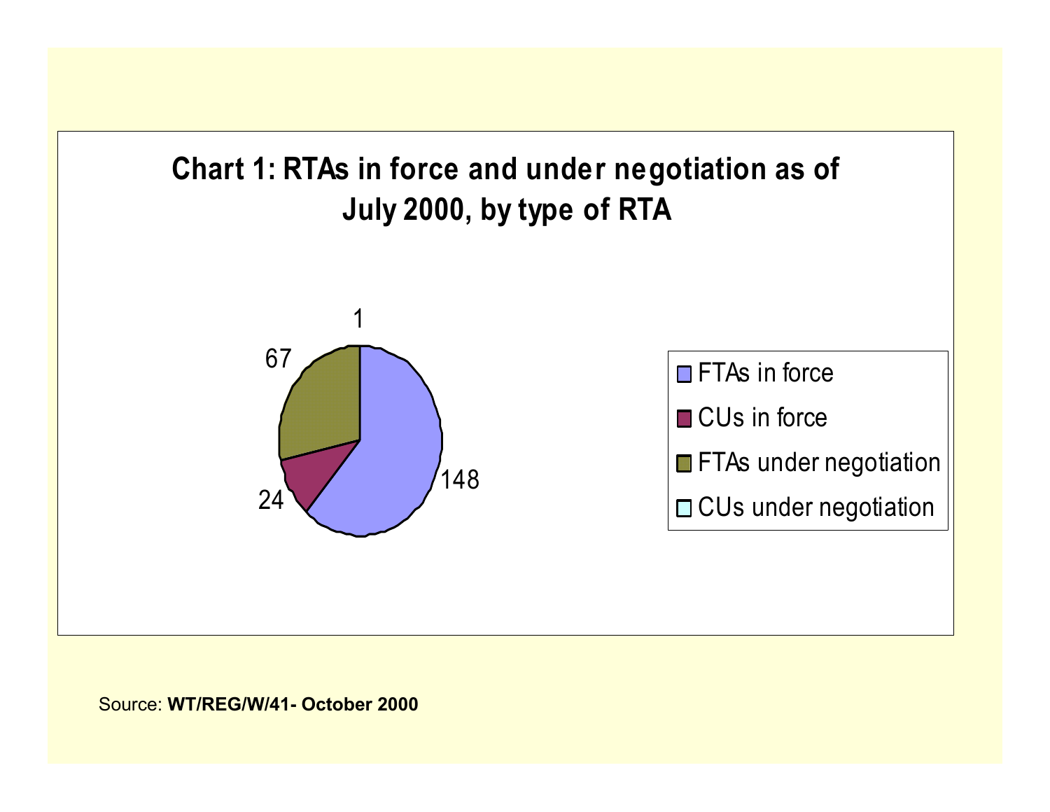## Chart 1: RTAs in force and under negotiation as of July 2000, by type of RTA

| Type of RTA | Number |
| --- | --- |
| FTAs in force | 148 |
| CUs in force | 24 |
| FTAs under negotiation | 67 |
| CUs under negotiation | 1 |

Source: **WT/REG/W/41- October 2000**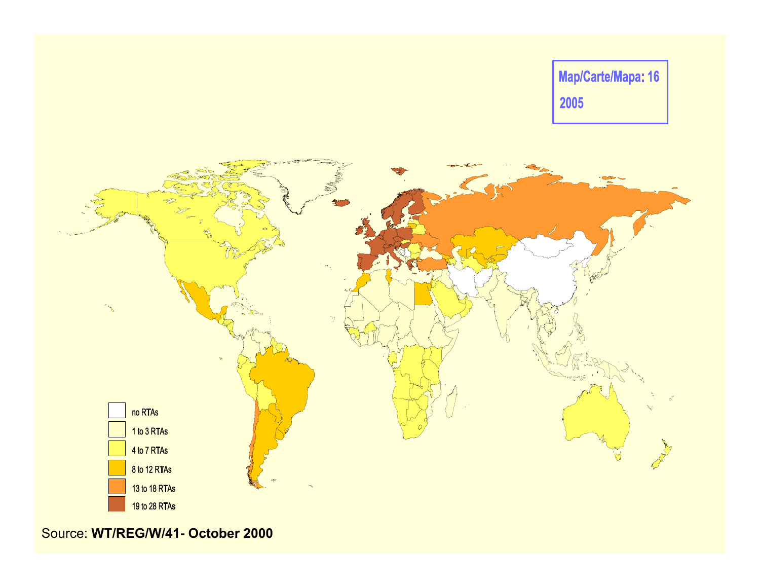Map/Carte/Mapa: 16

2005

- no RTAs
- 1 to 3 RTAs
- 4 to 7 RTAs
- 8 to 12 RTAs
- 13 to 18 RTAs
- 19 to 28 RTAs

Source: **WT/REG/W/41- October 2000**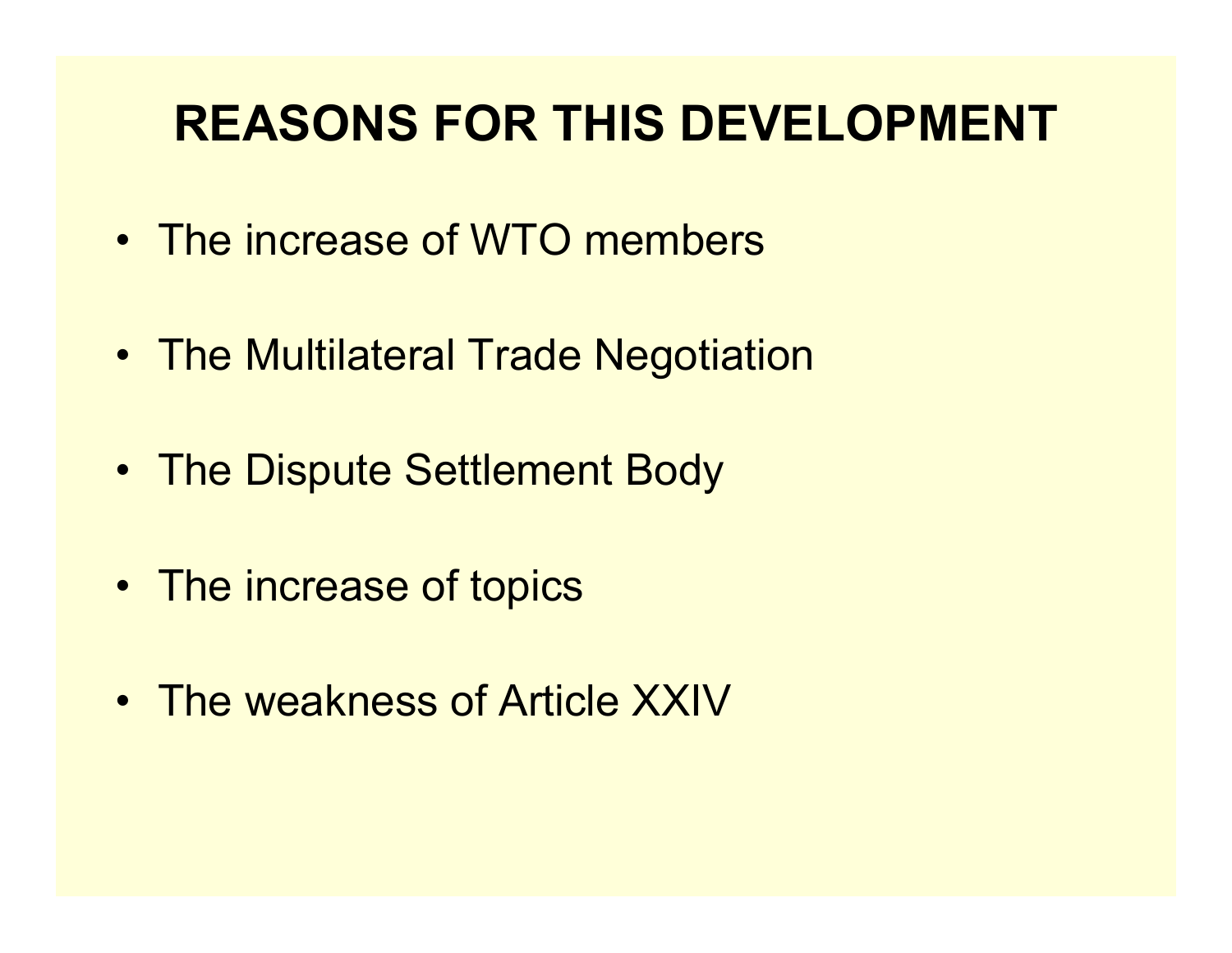# REASONS FOR THIS DEVELOPMENT

- The increase of WTO members
- The Multilateral Trade Negotiation
- The Dispute Settlement Body
- The increase of topics
- The weakness of Article XXIV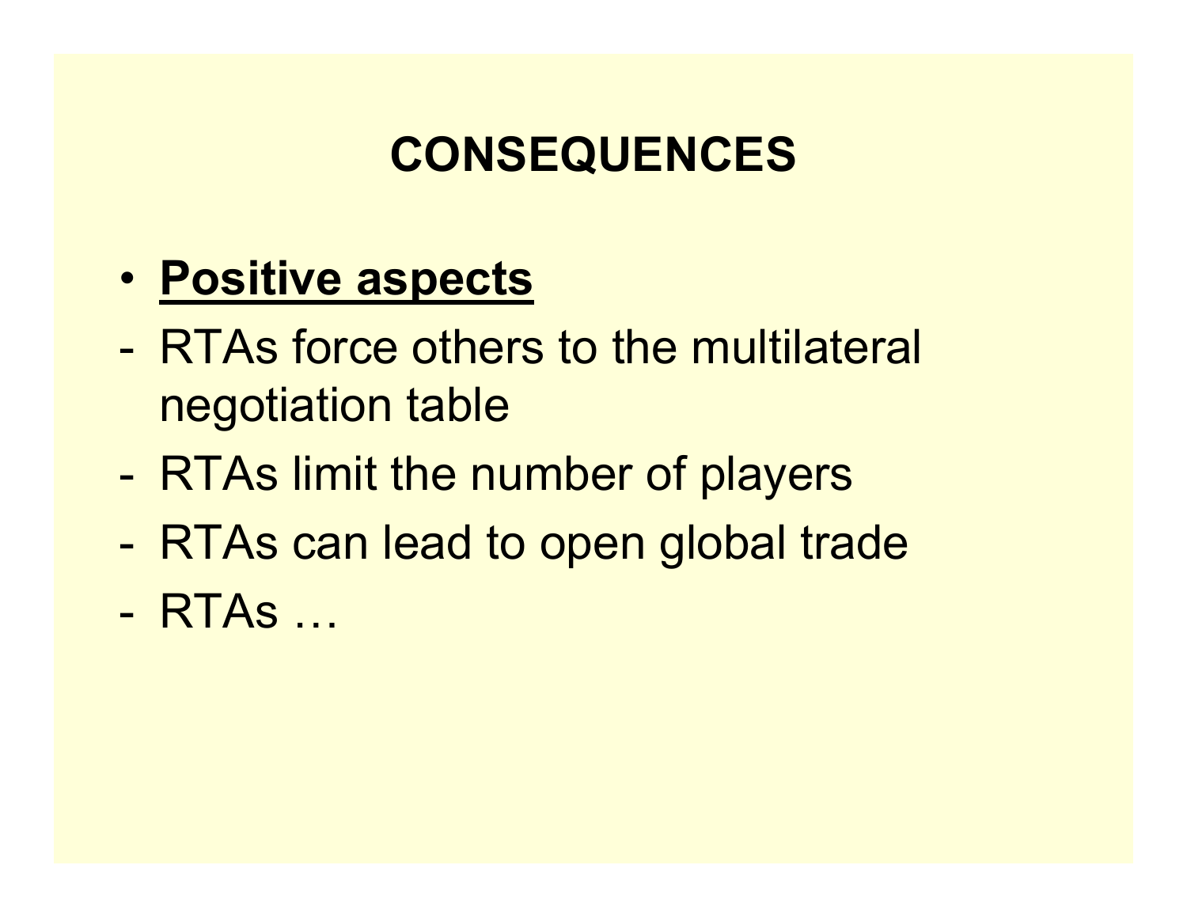# CONSEQUENCES

- **<u>Positive aspects</u>**

- RTAs force others to the multilateral negotiation table
- RTAs limit the number of players
- RTAs can lead to open global trade
- RTAs …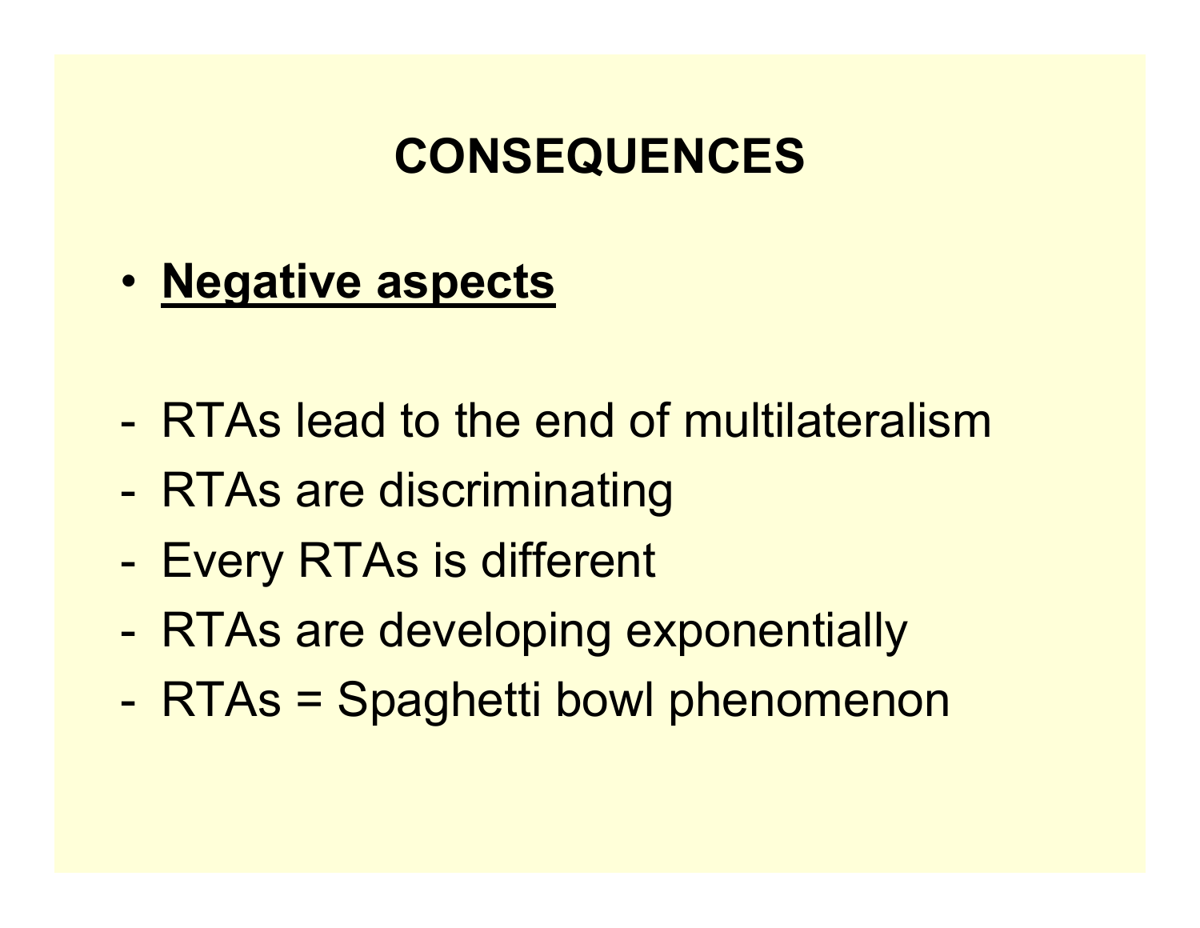# CONSEQUENCES

- **Negative aspects**

- RTAs lead to the end of multilateralism
- RTAs are discriminating
- Every RTAs is different
- RTAs are developing exponentially
- RTAs = Spaghetti bowl phenomenon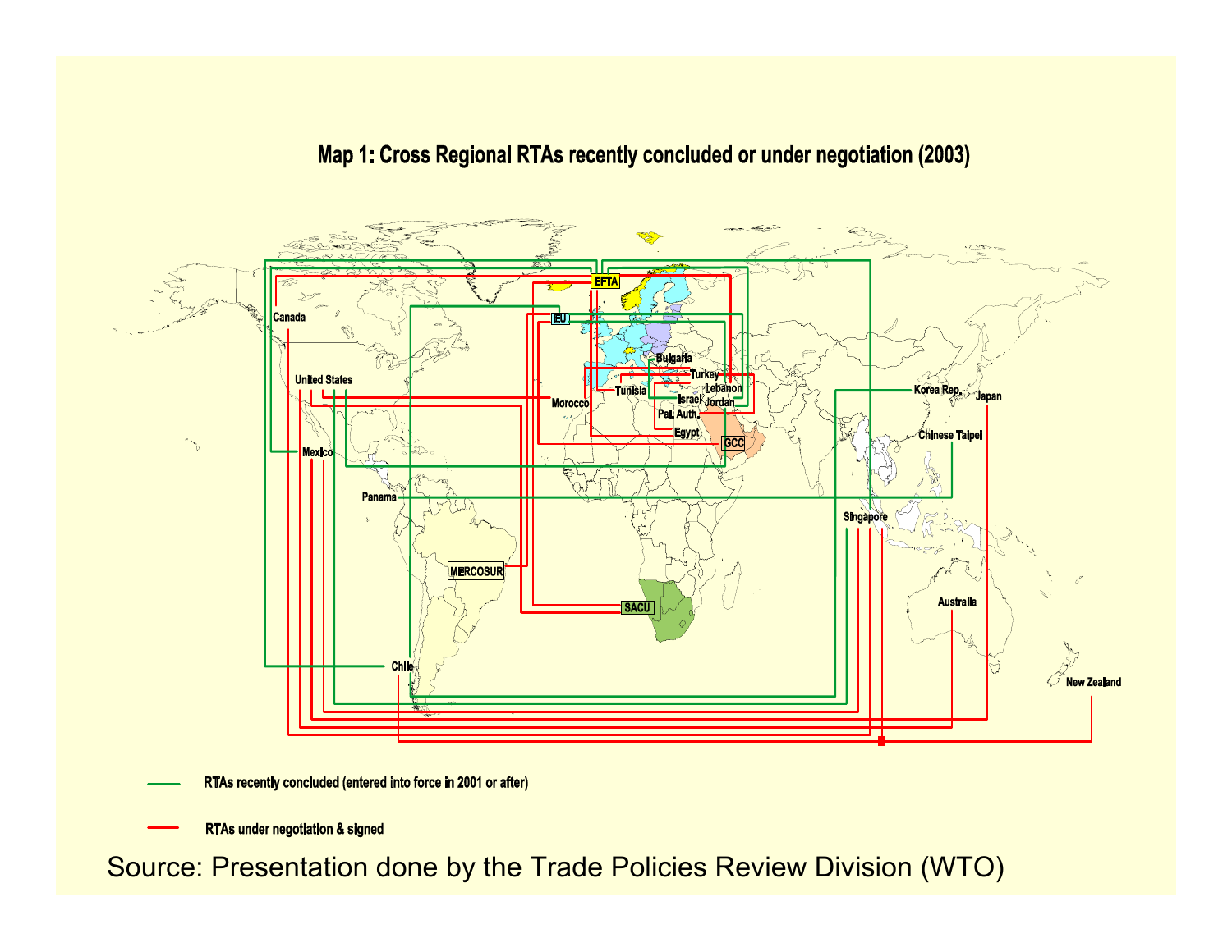## Map 1: Cross Regional RTAs recently concluded or under negotiation (2003)

EFTA

EU

Canada

United States

Mexico

Panama

Chile

MERCOSUR

SACU

Morocco

Tunisia

Bulgaria

Turkey

Lebanon

Israel

Jordan

Pal. Auth.

Egypt

GCC

Korea Rep.

Japan

Chinese Taipei

Singapore

Australia

New Zealand

RTAs recently concluded (entered into force in 2001 or after)

RTAs under negotiation & signed

Source: Presentation done by the Trade Policies Review Division (WTO)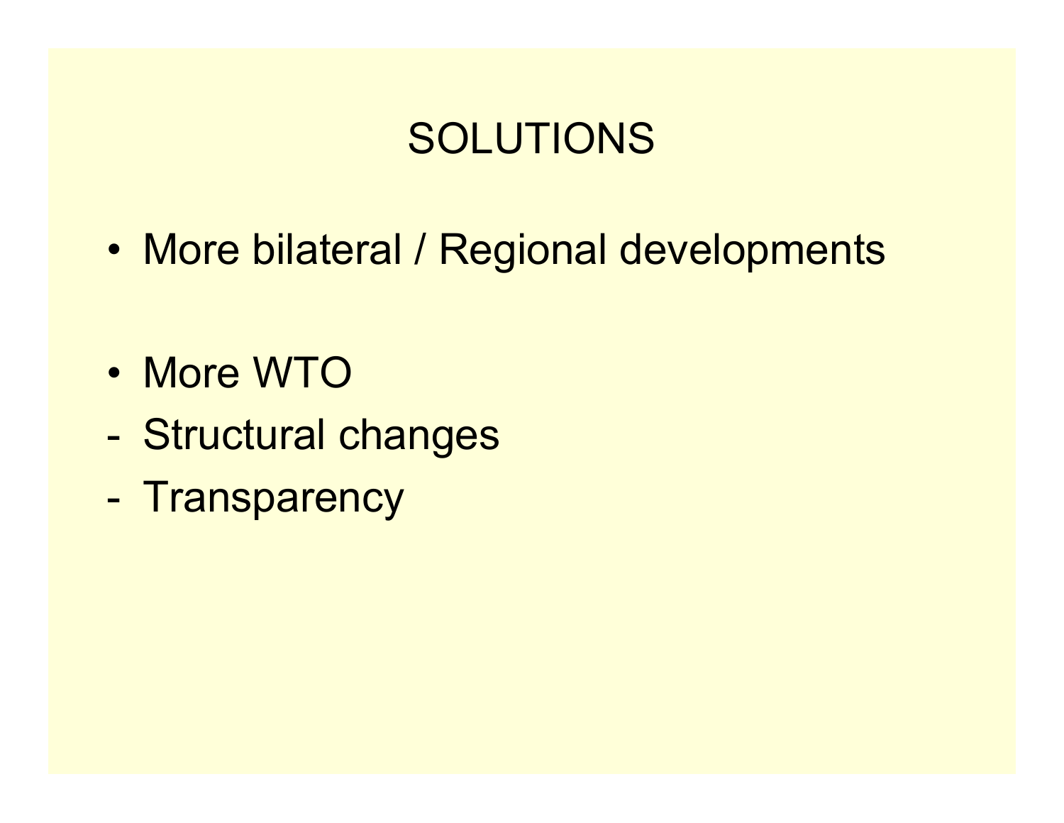# SOLUTIONS

- More bilateral / Regional developments

- More WTO

- Structural changes
- Transparency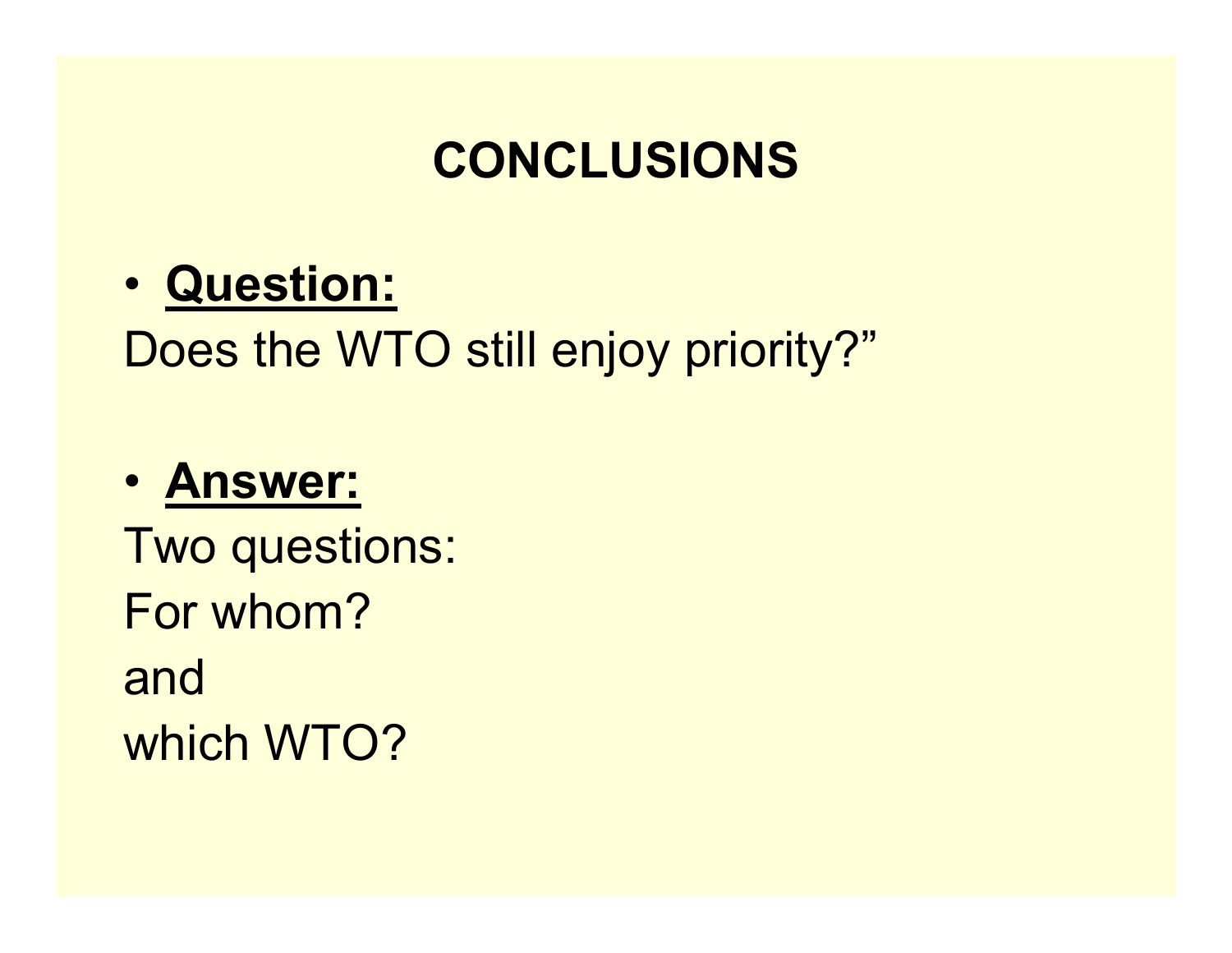# CONCLUSIONS

- **Question:**

Does the WTO still enjoy priority?”

- **Answer:**

Two questions:
For whom?
and
which WTO?